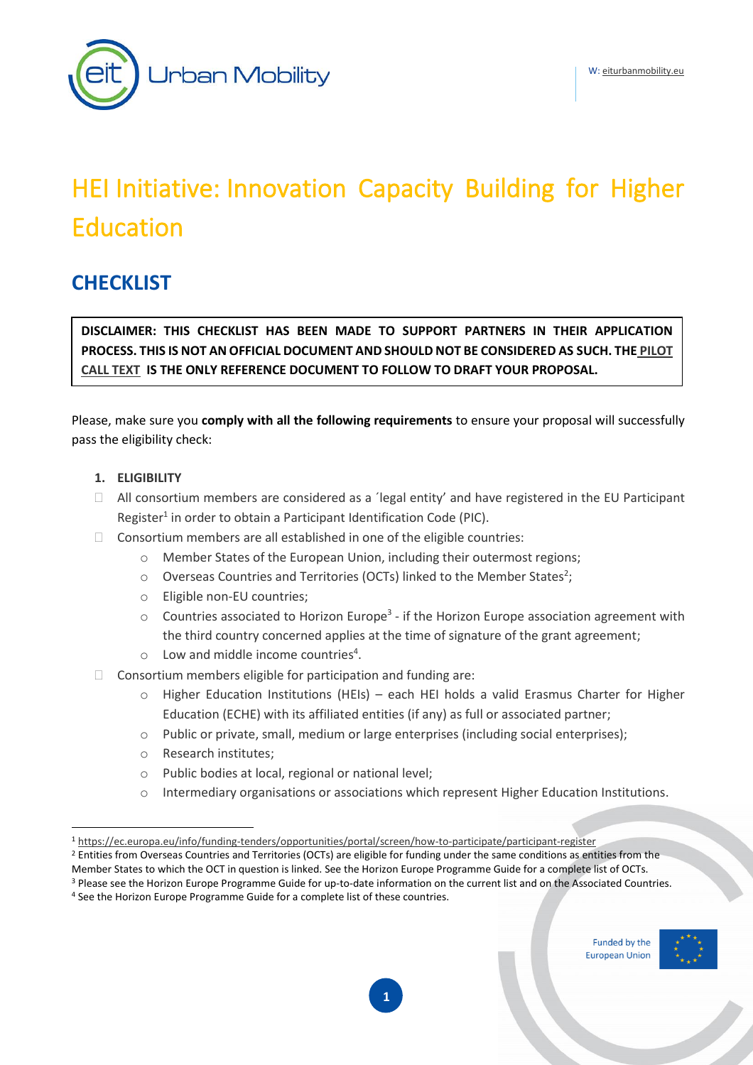# HEI Initiative: Innovation Capacity Building for Higher Education

## CHECKLIST

**DISCLAIMER: THIS CHECKLIST HAS BEEN MADE TO SUPPORT PARTNERS IN THEIR APPLICATION PROCESS. THIS IS NOT AN OFFICIAL DOCUMENT AND SHOULD NOT BE CONSIDERED AS SUCH. THE PILOT CALL TEXT IS THE ONLY REFERENCE DOCUMENT TO FOLLOW TO DRAFT YOUR PROPOSAL.**

Please, make sure you **comply with all the following requirements** to ensure your proposal will successfully pass the eligibility check:

1. **ELIGIBILITY**

- ☐ All consortium members are considered as a ´legal entity' and have registered in the EU Participant Register[1] in order to obtain a Participant Identification Code (PIC).
- ☐ Consortium members are all established in one of the eligible countries:
  - Member States of the European Union, including their outermost regions;
  - Overseas Countries and Territories (OCTs) linked to the Member States[2];
  - Eligible non-EU countries;
  - Countries associated to Horizon Europe[3] - if the Horizon Europe association agreement with the third country concerned applies at the time of signature of the grant agreement;
  - Low and middle income countries[4].
- ☐ Consortium members eligible for participation and funding are:
  - Higher Education Institutions (HEIs) – each HEI holds a valid Erasmus Charter for Higher Education (ECHE) with its affiliated entities (if any) as full or associated partner;
  - Public or private, small, medium or large enterprises (including social enterprises);
  - Research institutes;
  - Public bodies at local, regional or national level;
  - Intermediary organisations or associations which represent Higher Education Institutions.

---

[1] https://ec.europa.eu/info/funding-tenders/opportunities/portal/screen/how-to-participate/participant-register

[2] Entities from Overseas Countries and Territories (OCTs) are eligible for funding under the same conditions as entities from the Member States to which the OCT in question is linked. See the Horizon Europe Programme Guide for a complete list of OCTs.

[3] Please see the Horizon Europe Programme Guide for up-to-date information on the current list and on the Associated Countries.

[4] See the Horizon Europe Programme Guide for a complete list of these countries.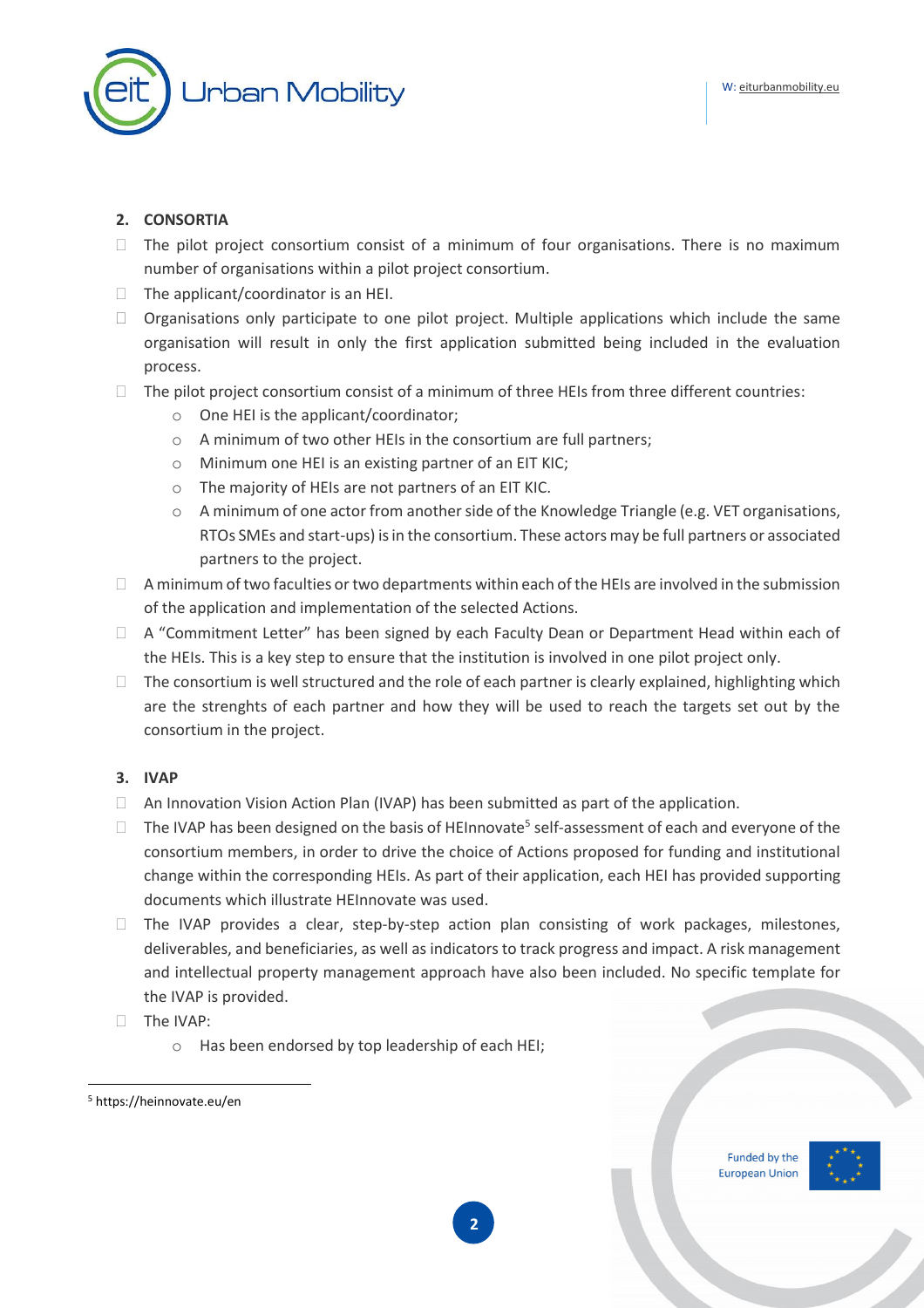## 2. CONSORTIA

- The pilot project consortium consist of a minimum of four organisations. There is no maximum number of organisations within a pilot project consortium.
- The applicant/coordinator is an HEI.
- Organisations only participate to one pilot project. Multiple applications which include the same organisation will result in only the first application submitted being included in the evaluation process.
- The pilot project consortium consist of a minimum of three HEIs from three different countries:
  - One HEI is the applicant/coordinator;
  - A minimum of two other HEIs in the consortium are full partners;
  - Minimum one HEI is an existing partner of an EIT KIC;
  - The majority of HEIs are not partners of an EIT KIC.
  - A minimum of one actor from another side of the Knowledge Triangle (e.g. VET organisations, RTOs SMEs and start-ups) is in the consortium. These actors may be full partners or associated partners to the project.
- A minimum of two faculties or two departments within each of the HEIs are involved in the submission of the application and implementation of the selected Actions.
- A "Commitment Letter" has been signed by each Faculty Dean or Department Head within each of the HEIs. This is a key step to ensure that the institution is involved in one pilot project only.
- The consortium is well structured and the role of each partner is clearly explained, highlighting which are the strenghts of each partner and how they will be used to reach the targets set out by the consortium in the project.

## 3. IVAP

- An Innovation Vision Action Plan (IVAP) has been submitted as part of the application.
- The IVAP has been designed on the basis of HEInnovate[5] self-assessment of each and everyone of the consortium members, in order to drive the choice of Actions proposed for funding and institutional change within the corresponding HEIs. As part of their application, each HEI has provided supporting documents which illustrate HEInnovate was used.
- The IVAP provides a clear, step-by-step action plan consisting of work packages, milestones, deliverables, and beneficiaries, as well as indicators to track progress and impact. A risk management and intellectual property management approach have also been included. No specific template for the IVAP is provided.
- The IVAP:
  - Has been endorsed by top leadership of each HEI;

[5] https://heinnovate.eu/en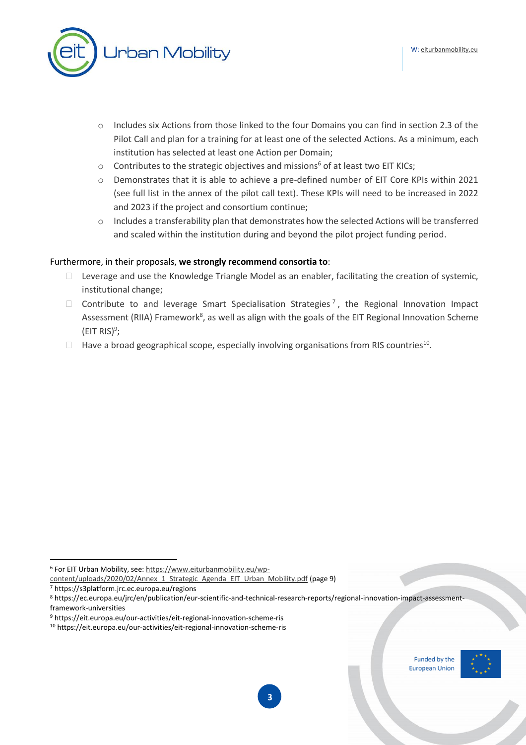- Includes six Actions from those linked to the four Domains you can find in section 2.3 of the Pilot Call and plan for a training for at least one of the selected Actions. As a minimum, each institution has selected at least one Action per Domain;
- Contributes to the strategic objectives and missions[6] of at least two EIT KICs;
- Demonstrates that it is able to achieve a pre-defined number of EIT Core KPIs within 2021 (see full list in the annex of the pilot call text). These KPIs will need to be increased in 2022 and 2023 if the project and consortium continue;
- Includes a transferability plan that demonstrates how the selected Actions will be transferred and scaled within the institution during and beyond the pilot project funding period.

Furthermore, in their proposals, **we strongly recommend consortia to**:

- Leverage and use the Knowledge Triangle Model as an enabler, facilitating the creation of systemic, institutional change;
- Contribute to and leverage Smart Specialisation Strategies[7], the Regional Innovation Impact Assessment (RIIA) Framework[8], as well as align with the goals of the EIT Regional Innovation Scheme (EIT RIS)[9];
- Have a broad geographical scope, especially involving organisations from RIS countries[10].

---

[6] For EIT Urban Mobility, see: https://www.eiturbanmobility.eu/wp-content/uploads/2020/02/Annex_1_Strategic_Agenda_EIT_Urban_Mobility.pdf (page 9)

[7] https://s3platform.jrc.ec.europa.eu/regions

[8] https://ec.europa.eu/jrc/en/publication/eur-scientific-and-technical-research-reports/regional-innovation-impact-assessment-framework-universities

[9] https://eit.europa.eu/our-activities/eit-regional-innovation-scheme-ris

[10] https://eit.europa.eu/our-activities/eit-regional-innovation-scheme-ris